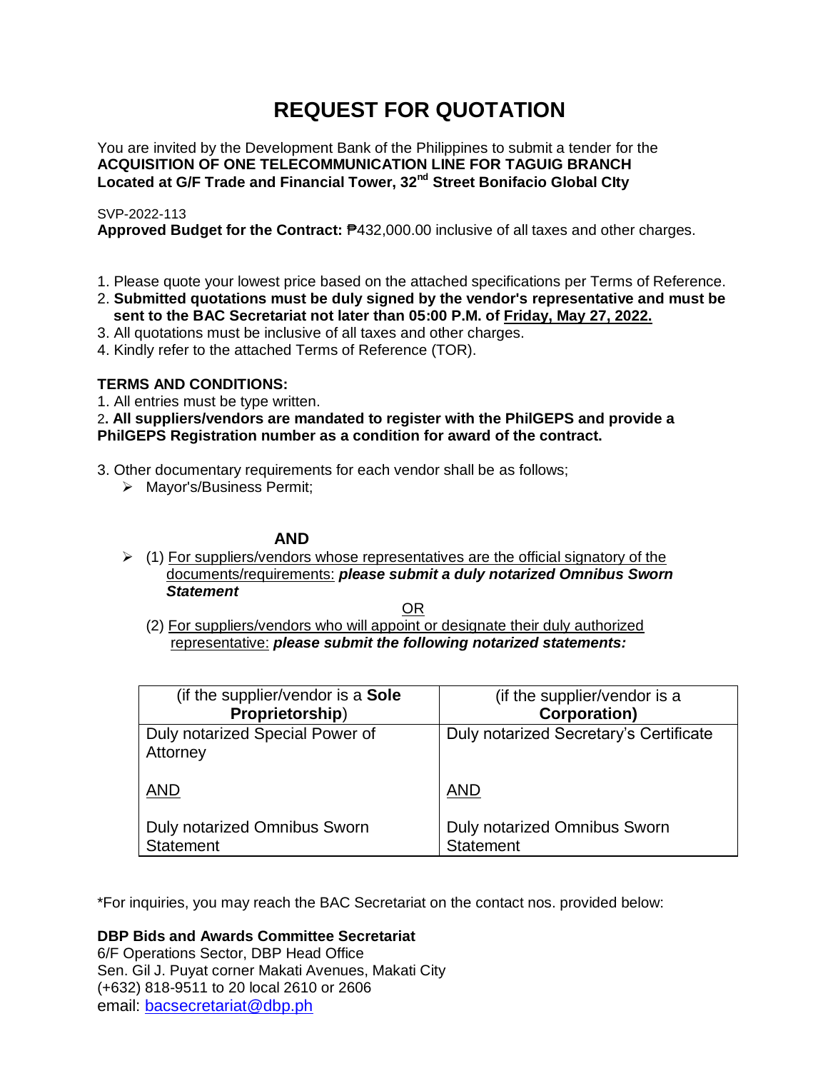# REQUEST FOR QUOTATION

You are invited by the Development Bank of the Philippines to submit a tender for the
**ACQUISITION OF ONE TELECOMMUNICATION LINE FOR TAGUIG BRANCH**
**Located at G/F Trade and Financial Tower, 32nd Street Bonifacio Global CIty**

SVP-2022-113
**Approved Budget for the Contract:** ₱432,000.00 inclusive of all taxes and other charges.

1. Please quote your lowest price based on the attached specifications per Terms of Reference.
2. **Submitted quotations must be duly signed by the vendor's representative and must be sent to the BAC Secretariat not later than 05:00 P.M. of Friday, May 27, 2022.**
3. All quotations must be inclusive of all taxes and other charges.
4. Kindly refer to the attached Terms of Reference (TOR).

**TERMS AND CONDITIONS:**

1. All entries must be type written.
2. **All suppliers/vendors are mandated to register with the PhilGEPS and provide a PhilGEPS Registration number as a condition for award of the contract.**
3. Other documentary requirements for each vendor shall be as follows;
   - Mayor's/Business Permit;

**AND**

- (1) For suppliers/vendors whose representatives are the official signatory of the documents/requirements: ***please submit a duly notarized Omnibus Sworn Statement***

OR

(2) For suppliers/vendors who will appoint or designate their duly authorized representative: ***please submit the following notarized statements:***

| (if the supplier/vendor is a **Sole Proprietorship**) | (if the supplier/vendor is a **Corporation)** |
|---|---|
| Duly notarized Special Power of Attorney<br><br>AND<br><br>Duly notarized Omnibus Sworn Statement | Duly notarized Secretary's Certificate<br><br>AND<br><br>Duly notarized Omnibus Sworn Statement |

*For inquiries, you may reach the BAC Secretariat on the contact nos. provided below:

**DBP Bids and Awards Committee Secretariat**
6/F Operations Sector, DBP Head Office
Sen. Gil J. Puyat corner Makati Avenues, Makati City
(+632) 818-9511 to 20 local 2610 or 2606
email: bacsecretariat@dbp.ph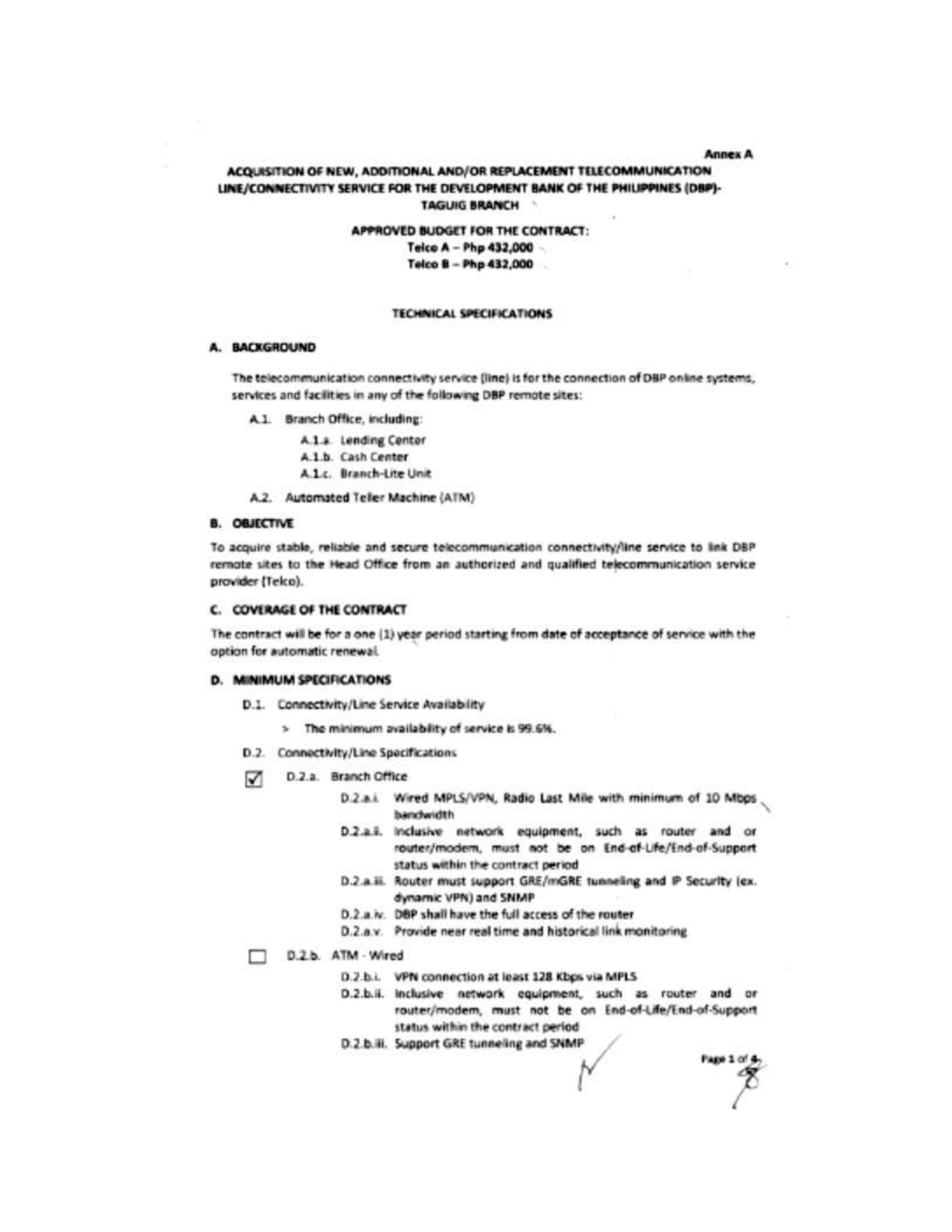Annex A

# ACQUISITION OF NEW, ADDITIONAL AND/OR REPLACEMENT TELECOMMUNICATION LINE/CONNECTIVITY SERVICE FOR THE DEVELOPMENT BANK OF THE PHILIPPINES (DBP)-TAGUIG BRANCH

**APPROVED BUDGET FOR THE CONTRACT:**
**Telco A – Php 432,000**
**Telco B – Php 432,000**

## TECHNICAL SPECIFICATIONS

### A. BACKGROUND

The telecommunication connectivity service (line) is for the connection of DBP online systems, services and facilities in any of the following DBP remote sites:

- A.1. Branch Office, including:
  - A.1.a. Lending Center
  - A.1.b. Cash Center
  - A.1.c. Branch-Lite Unit
- A.2. Automated Teller Machine (ATM)

### B. OBJECTIVE

To acquire stable, reliable and secure telecommunication connectivity/line service to link DBP remote sites to the Head Office from an authorized and qualified telecommunication service provider (Telco).

### C. COVERAGE OF THE CONTRACT

The contract will be for a one (1) year period starting from date of acceptance of service with the option for automatic renewal.

### D. MINIMUM SPECIFICATIONS

- D.1. Connectivity/Line Service Availability
  - > The minimum availability of service is 99.6%.
- D.2. Connectivity/Line Specifications

☑ D.2.a. Branch Office

- D.2.a.i. Wired MPLS/VPN, Radio Last Mile with minimum of 10 Mbps bandwidth
- D.2.a.ii. Inclusive network equipment, such as router and or router/modem, must not be on End-of-Life/End-of-Support status within the contract period
- D.2.a.iii. Router must support GRE/mGRE tunneling and IP Security (ex. dynamic VPN) and SNMP
- D.2.a.iv. DBP shall have the full access of the router
- D.2.a.v. Provide near real time and historical link monitoring

☐ D.2.b. ATM - Wired

- D.2.b.i. VPN connection at least 128 Kbps via MPLS
- D.2.b.ii. Inclusive network equipment, such as router and or router/modem, must not be on End-of-Life/End-of-Support status within the contract period
- D.2.b.iii. Support GRE tunneling and SNMP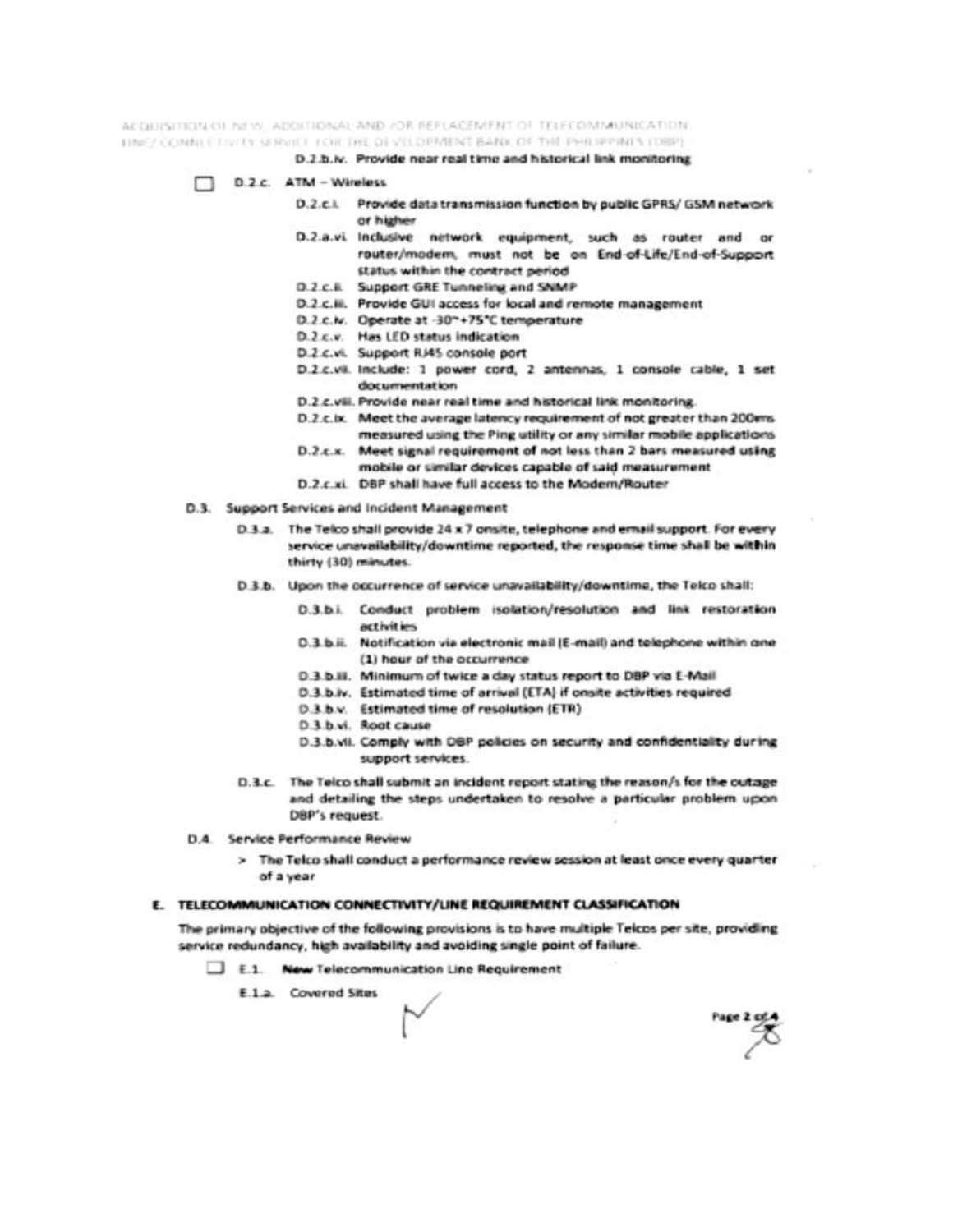D.2.b.iv. Provide near real time and historical link monitoring

☐ D.2.c. ATM – Wireless

- D.2.c.i. Provide data transmission function by public GPRS/ GSM network or higher
- D.2.a.vi. Inclusive network equipment, such as router and or router/modem, must not be on End-of-Life/End-of-Support status within the contract period
- D.2.c.ii. Support GRE Tunneling and SNMP
- D.2.c.iii. Provide GUI access for local and remote management
- D.2.c.iv. Operate at -30~+75°C temperature
- D.2.c.v. Has LED status indication
- D.2.c.vi. Support RJ45 console port
- D.2.c.vii. Include: 1 power cord, 2 antennas, 1 console cable, 1 set documentation
- D.2.c.viii. Provide near real time and historical link monitoring.
- D.2.c.ix. Meet the average latency requirement of not greater than 200ms measured using the Ping utility or any similar mobile applications
- D.2.c.x. Meet signal requirement of not less than 2 bars measured using mobile or similar devices capable of said measurement
- D.2.c.xi. DBP shall have full access to the Modem/Router

D.3. Support Services and Incident Management

D.3.a. The Telco shall provide 24 x 7 onsite, telephone and email support. For every service unavailability/downtime reported, the response time shall be within thirty (30) minutes.

D.3.b. Upon the occurrence of service unavailability/downtime, the Telco shall:

- D.3.b.i. Conduct problem isolation/resolution and link restoration activities
- D.3.b.ii. Notification via electronic mail (E-mail) and telephone within one (1) hour of the occurrence
- D.3.b.iii. Minimum of twice a day status report to DBP via E-Mail
- D.3.b.iv. Estimated time of arrival (ETA) if onsite activities required
- D.3.b.v. Estimated time of resolution (ETR)
- D.3.b.vi. Root cause
- D.3.b.vii. Comply with DBP policies on security and confidentiality during support services.

D.3.c. The Telco shall submit an incident report stating the reason/s for the outage and detailing the steps undertaken to resolve a particular problem upon DBP's request.

D.4. Service Performance Review

> The Telco shall conduct a performance review session at least once every quarter of a year

## E. TELECOMMUNICATION CONNECTIVITY/LINE REQUIREMENT CLASSIFICATION

The primary objective of the following provisions is to have multiple Telcos per site, providing service redundancy, high availability and avoiding single point of failure.

☐ E.1. New Telecommunication Line Requirement

E.1.a. Covered Sites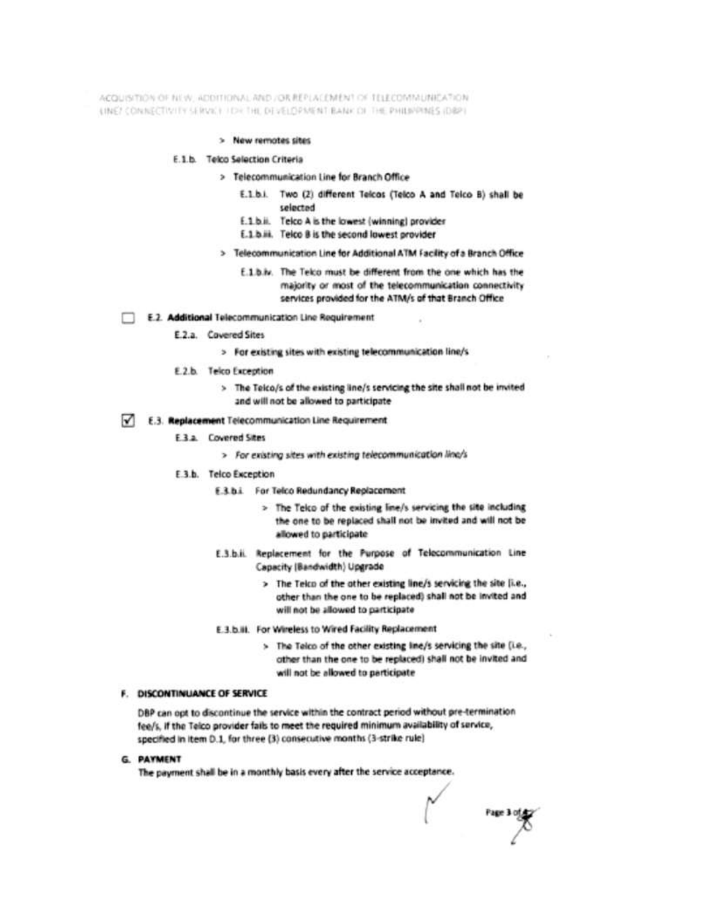> New remotes sites

E.1.b. Telco Selection Criteria

> Telecommunication Line for Branch Office

E.1.b.i. Two (2) different Telcos (Telco A and Telco B) shall be selected

E.1.b.ii. Telco A is the lowest (winning) provider

E.1.b.iii. Telco B is the second lowest provider

> Telecommunication Line for Additional ATM Facility of a Branch Office

E.1.b.iv. The Telco must be different from the one which has the majority or most of the telecommunication connectivity services provided for the ATM/s of that Branch Office

☐ E.2. **Additional** Telecommunication Line Requirement

E.2.a. Covered Sites

> For existing sites with existing telecommunication line/s

E.2.b. Telco Exception

> The Telco/s of the existing line/s servicing the site shall not be invited and will not be allowed to participate

☑ E.3. **Replacement** Telecommunication Line Requirement

E.3.a. Covered Sites

> *For existing sites with existing telecommunication line/s*

E.3.b. Telco Exception

E.3.b.i. For Telco Redundancy Replacement

> The Telco of the existing line/s servicing the site including the one to be replaced shall not be invited and will not be allowed to participate

E.3.b.ii. Replacement for the Purpose of Telecommunication Line Capacity (Bandwidth) Upgrade

> The Telco of the other existing line/s servicing the site (i.e., other than the one to be replaced) shall not be invited and will not be allowed to participate

E.3.b.iii. For Wireless to Wired Facility Replacement

> The Telco of the other existing line/s servicing the site (i.e., other than the one to be replaced) shall not be invited and will not be allowed to participate

## F. DISCONTINUANCE OF SERVICE

DBP can opt to discontinue the service within the contract period without pre-termination fee/s, if the Telco provider fails to meet the required minimum availability of service, specified in item D.1, for three (3) consecutive months (3-strike rule)

## G. PAYMENT

The payment shall be in a monthly basis every after the service acceptance.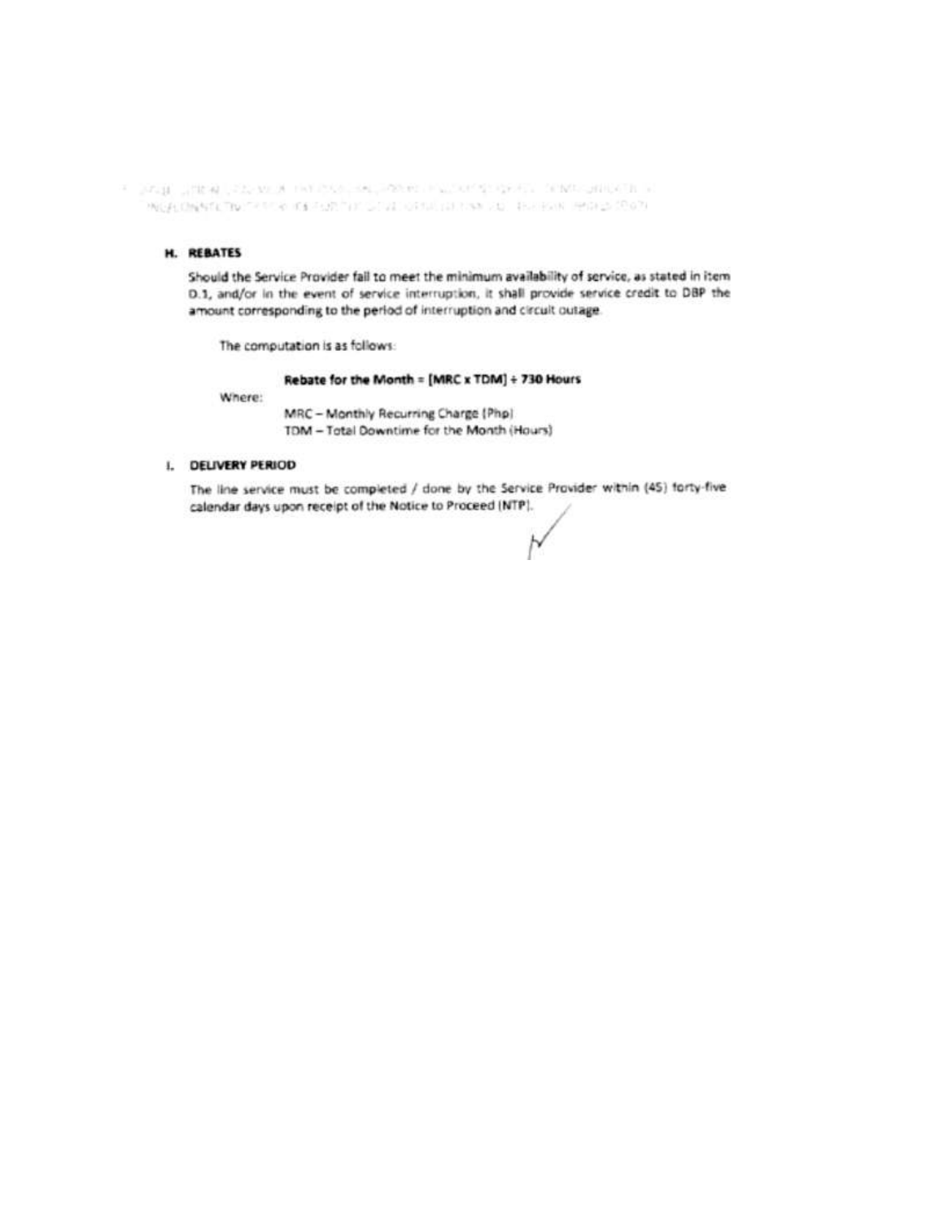## H. REBATES

Should the Service Provider fail to meet the minimum availability of service, as stated in item D.1, and/or in the event of service interruption, it shall provide service credit to DBP the amount corresponding to the period of interruption and circuit outage.

The computation is as follows:

**Rebate for the Month = [MRC x TDM] ÷ 730 Hours**

Where:

MRC – Monthly Recurring Charge (Php)
TDM – Total Downtime for the Month (Hours)

## I. DELIVERY PERIOD

The line service must be completed / done by the Service Provider within (45) forty-five calendar days upon receipt of the Notice to Proceed (NTP).